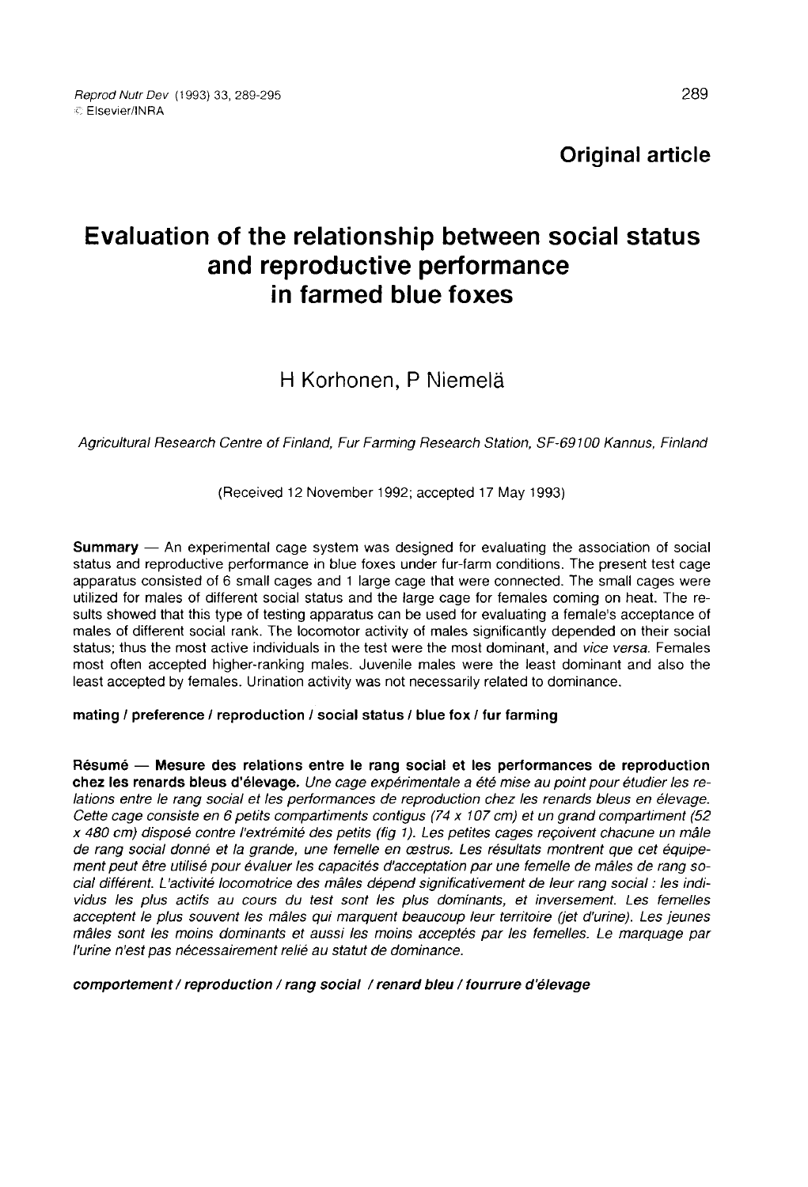**Original article**

# Evaluation of the relationship between social status and reproductive performance in farmed blue foxes

H Korhonen, P Niemelä

*Agricultural Research Centre of Finland, Fur Farming Research Station, SF-69100 Kannus, Finland*

(Received 12 November 1992; accepted 17 May 1993)

**Summary** — An experimental cage system was designed for evaluating the association of social status and reproductive performance in blue foxes under fur-farm conditions. The present test cage apparatus consisted of 6 small cages and 1 large cage that were connected. The small cages were utilized for males of different social status and the large cage for females coming on heat. The results showed that this type of testing apparatus can be used for evaluating a female's acceptance of males of different social rank. The locomotor activity of males significantly depended on their social status; thus the most active individuals in the test were the most dominant, and *vice versa*. Females most often accepted higher-ranking males. Juvenile males were the least dominant and also the least accepted by females. Urination activity was not necessarily related to dominance.

**mating / preference / reproduction / social status / blue fox / fur farming**

**Résumé** — **Mesure des relations entre le rang social et les performances de reproduction chez les renards bleus d'élevage.** *Une cage expérimentale a été mise au point pour étudier les relations entre le rang social et les performances de reproduction chez les renards bleus en élevage. Cette cage consiste en 6 petits compartiments contigus (74 x 107 cm) et un grand compartiment (52 x 480 cm) disposé contre l'extrémité des petits (fig 1). Les petites cages reçoivent chacune un mâle de rang social donné et la grande, une femelle en œstrus. Les résultats montrent que cet équipement peut être utilisé pour évaluer les capacités d'acceptation par une femelle de mâles de rang social différent. L'activité locomotrice des mâles dépend significativement de leur rang social : les individus les plus actifs au cours du test sont les plus dominants, et inversement. Les femelles acceptent le plus souvent les mâles qui marquent beaucoup leur territoire (jet d'urine). Les jeunes mâles sont les moins dominants et aussi les moins acceptés par les femelles. Le marquage par l'urine n'est pas nécessairement relié au statut de dominance.*

***comportement / reproduction / rang social / renard bleu / fourrure d'élevage***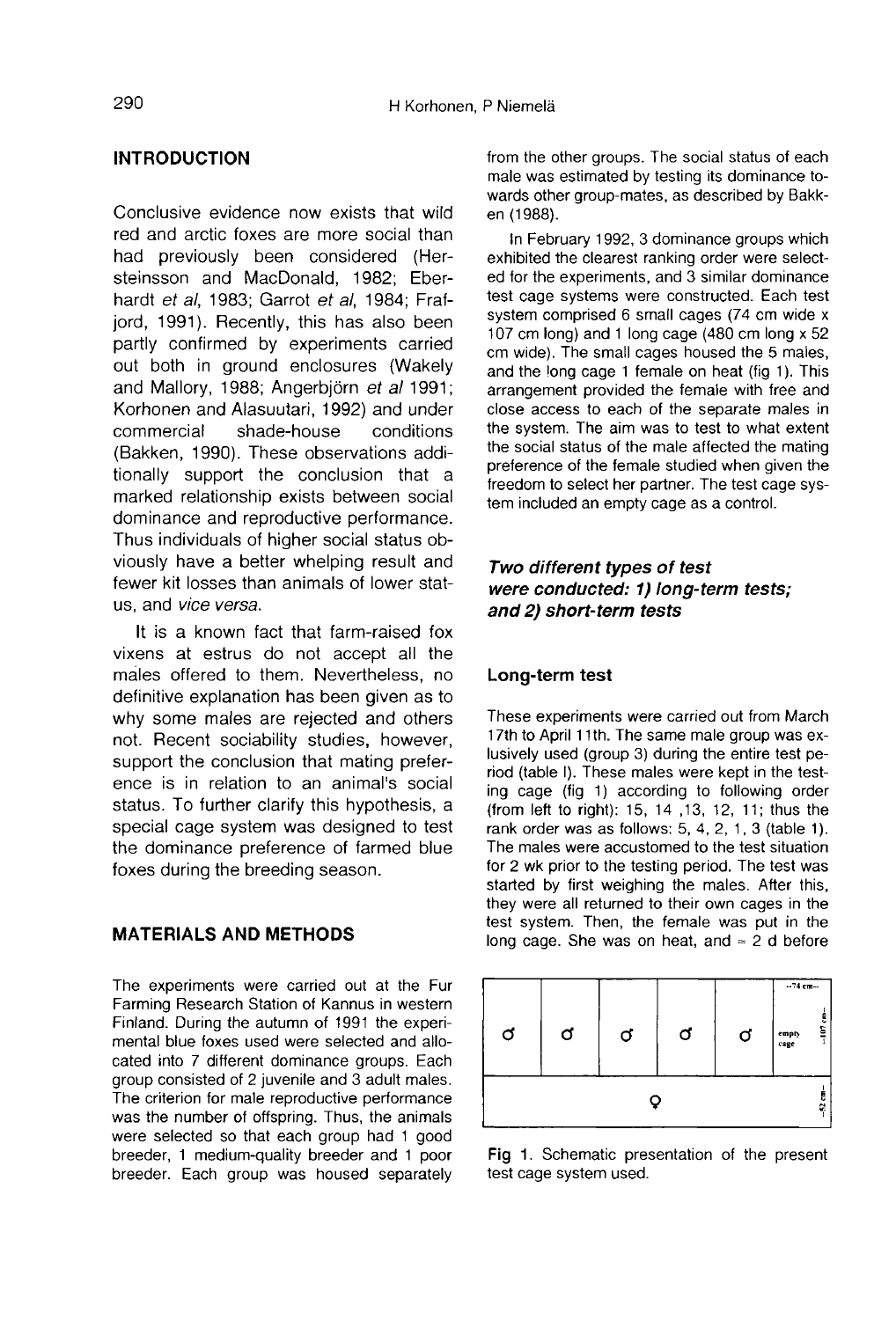## INTRODUCTION

Conclusive evidence now exists that wild red and arctic foxes are more social than had previously been considered (Hersteinsson and MacDonald, 1982; Eberhardt *et al*, 1983; Garrot *et al*, 1984; Frafjord, 1991). Recently, this has also been partly confirmed by experiments carried out both in ground enclosures (Wakely and Mallory, 1988; Angerbjörn *et al* 1991; Korhonen and Alasuutari, 1992) and under commercial shade-house conditions (Bakken, 1990). These observations additionally support the conclusion that a marked relationship exists between social dominance and reproductive performance. Thus individuals of higher social status obviously have a better whelping result and fewer kit losses than animals of lower status, and *vice versa*.

It is a known fact that farm-raised fox vixens at estrus do not accept all the males offered to them. Nevertheless, no definitive explanation has been given as to why some males are rejected and others not. Recent sociability studies, however, support the conclusion that mating preference is in relation to an animal's social status. To further clarify this hypothesis, a special cage system was designed to test the dominance preference of farmed blue foxes during the breeding season.

## MATERIALS AND METHODS

The experiments were carried out at the Fur Farming Research Station of Kannus in western Finland. During the autumn of 1991 the experimental blue foxes used were selected and allocated into 7 different dominance groups. Each group consisted of 2 juvenile and 3 adult males. The criterion for male reproductive performance was the number of offspring. Thus, the animals were selected so that each group had 1 good breeder, 1 medium-quality breeder and 1 poor breeder. Each group was housed separately from the other groups. The social status of each male was estimated by testing its dominance towards other group-mates, as described by Bakken (1988).

In February 1992, 3 dominance groups which exhibited the clearest ranking order were selected for the experiments, and 3 similar dominance test cage systems were constructed. Each test system comprised 6 small cages (74 cm wide x 107 cm long) and 1 long cage (480 cm long x 52 cm wide). The small cages housed the 5 males, and the long cage 1 female on heat (fig 1). This arrangement provided the female with free and close access to each of the separate males in the system. The aim was to test to what extent the social status of the male affected the mating preference of the female studied when given the freedom to select her partner. The test cage system included an empty cage as a control.

### *Two different types of test were conducted: 1) long-term tests; and 2) short-term tests*

### Long-term test

These experiments were carried out from March 17th to April 11th. The same male group was exlusively used (group 3) during the entire test period (table I). These males were kept in the testing cage (fig 1) according to following order (from left to right): 15, 14 ,13, 12, 11; thus the rank order was as follows: 5, 4, 2, 1, 3 (table 1). The males were accustomed to the test situation for 2 wk prior to the testing period. The test was started by first weighing the males. After this, they were all returned to their own cages in the test system. Then, the female was put in the long cage. She was on heat, and ≈ 2 d before

Fig 1. Schematic presentation of the present test cage system used.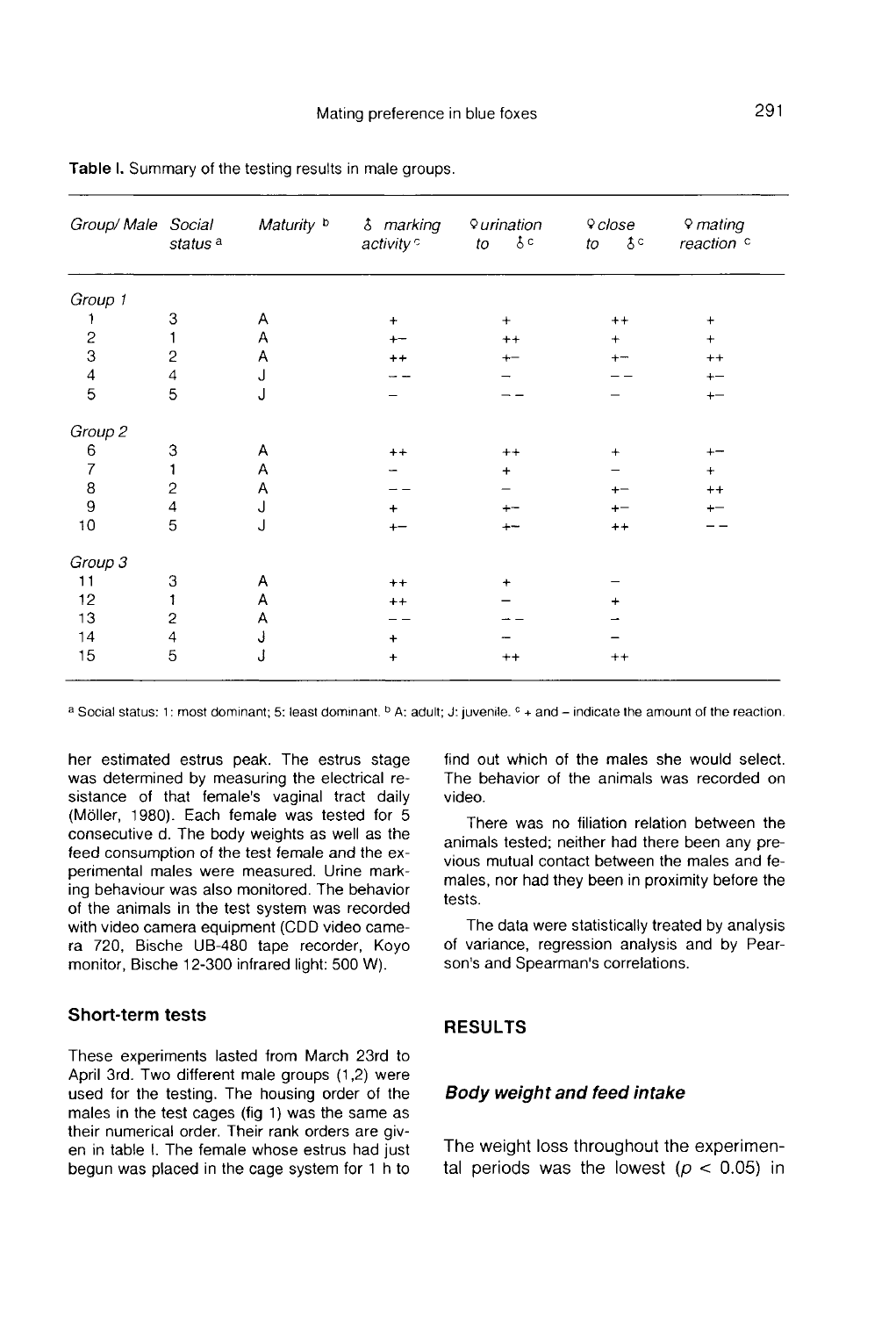**Table I.** Summary of the testing results in male groups.

| Group/ Male | Social status [a] | Maturity [b] | ♂ marking activity [c] | ♀ urination to ♂ [c] | ♀ close to ♂ [c] | ♀ mating reaction [c] |
|---|---|---|---|---|---|---|
| *Group 1* | | | | | | |
| 1 | 3 | A | + | + | ++ | + |
| 2 | 1 | A | +− | ++ | + | + |
| 3 | 2 | A | ++ | +− | +− | ++ |
| 4 | 4 | J | −− | − | −− | +− |
| 5 | 5 | J | − | −− | − | +− |
| *Group 2* | | | | | | |
| 6 | 3 | A | ++ | ++ | + | +− |
| 7 | 1 | A | − | + | − | + |
| 8 | 2 | A | −− | − | +− | ++ |
| 9 | 4 | J | + | +− | +− | +− |
| 10 | 5 | J | +− | +− | ++ | −− |
| *Group 3* | | | | | | |
| 11 | 3 | A | ++ | + | − | |
| 12 | 1 | A | ++ | − | + | |
| 13 | 2 | A | −− | −− | − | |
| 14 | 4 | J | + | − | − | |
| 15 | 5 | J | + | ++ | ++ | |

[a] Social status: 1: most dominant; 5: least dominant. [b] A: adult; J: juvenile. [c] + and − indicate the amount of the reaction.

her estimated estrus peak. The estrus stage was determined by measuring the electrical resistance of that female's vaginal tract daily (Möller, 1980). Each female was tested for 5 consecutive d. The body weights as well as the feed consumption of the test female and the experimental males were measured. Urine marking behaviour was also monitored. The behavior of the animals in the test system was recorded with video camera equipment (CDD video camera 720, Bische UB-480 tape recorder, Koyo monitor, Bische 12-300 infrared light: 500 W).

### Short-term tests

These experiments lasted from March 23rd to April 3rd. Two different male groups (1,2) were used for the testing. The housing order of the males in the test cages (fig 1) was the same as their numerical order. Their rank orders are given in table I. The female whose estrus had just begun was placed in the cage system for 1 h to find out which of the males she would select. The behavior of the animals was recorded on video.

There was no filiation relation between the animals tested; neither had there been any previous mutual contact between the males and females, nor had they been in proximity before the tests.

The data were statistically treated by analysis of variance, regression analysis and by Pearson's and Spearman's correlations.

## RESULTS

### *Body weight and feed intake*

The weight loss throughout the experimental periods was the lowest ($p < 0.05$) in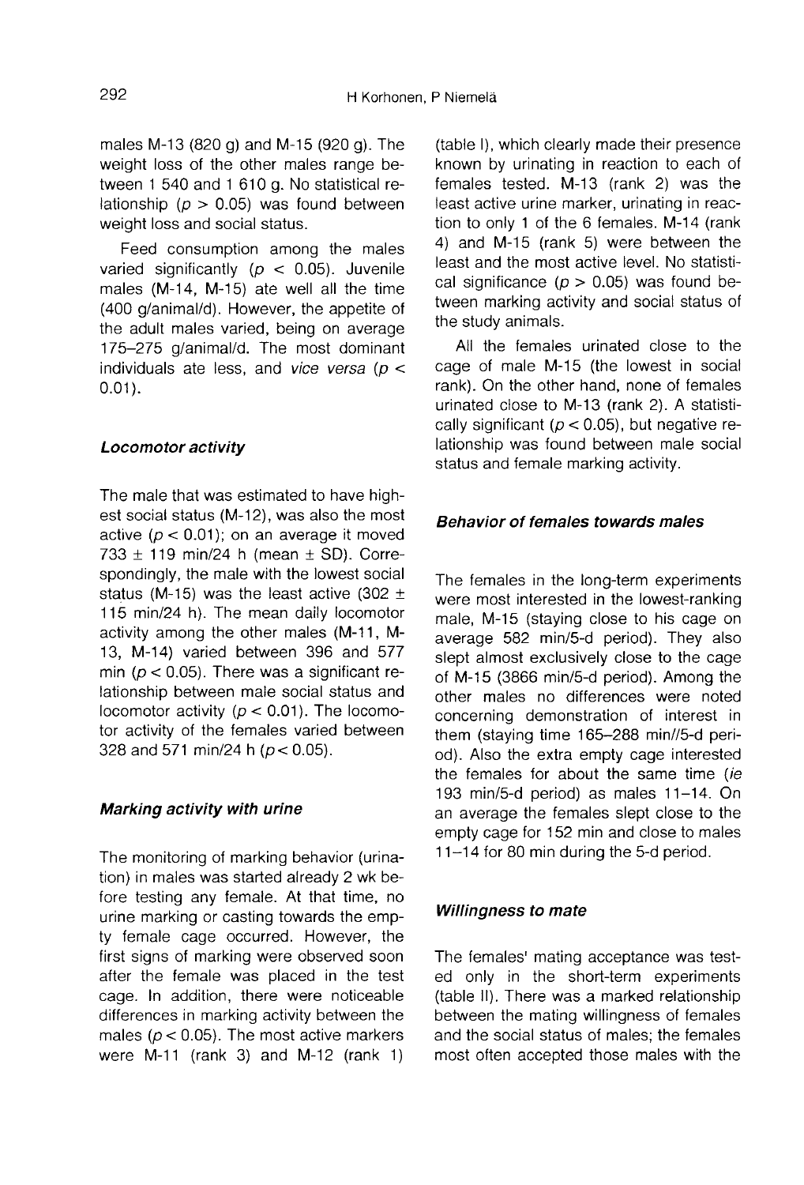males M-13 (820 g) and M-15 (920 g). The weight loss of the other males range between 1 540 and 1 610 g. No statistical relationship ($p > 0.05$) was found between weight loss and social status.

Feed consumption among the males varied significantly ($p < 0.05$). Juvenile males (M-14, M-15) ate well all the time (400 g/animal/d). However, the appetite of the adult males varied, being on average 175–275 g/animal/d. The most dominant individuals ate less, and *vice versa* ($p < 0.01$).

### *Locomotor activity*

The male that was estimated to have highest social status (M-12), was also the most active ($p < 0.01$); on an average it moved 733 ± 119 min/24 h (mean ± SD). Correspondingly, the male with the lowest social status (M-15) was the least active (302 ± 115 min/24 h). The mean daily locomotor activity among the other males (M-11, M-13, M-14) varied between 396 and 577 min ($p < 0.05$). There was a significant relationship between male social status and locomotor activity ($p < 0.01$). The locomotor activity of the females varied between 328 and 571 min/24 h ($p < 0.05$).

### *Marking activity with urine*

The monitoring of marking behavior (urination) in males was started already 2 wk before testing any female. At that time, no urine marking or casting towards the empty female cage occurred. However, the first signs of marking were observed soon after the female was placed in the test cage. In addition, there were noticeable differences in marking activity between the males ($p < 0.05$). The most active markers were M-11 (rank 3) and M-12 (rank 1) (table I), which clearly made their presence known by urinating in reaction to each of females tested. M-13 (rank 2) was the least active urine marker, urinating in reaction to only 1 of the 6 females. M-14 (rank 4) and M-15 (rank 5) were between the least and the most active level. No statistical significance ($p > 0.05$) was found between marking activity and social status of the study animals.

All the females urinated close to the cage of male M-15 (the lowest in social rank). On the other hand, none of females urinated close to M-13 (rank 2). A statistically significant ($p < 0.05$), but negative relationship was found between male social status and female marking activity.

### *Behavior of females towards males*

The females in the long-term experiments were most interested in the lowest-ranking male, M-15 (staying close to his cage on average 582 min/5-d period). They also slept almost exclusively close to the cage of M-15 (3866 min/5-d period). Among the other males no differences were noted concerning demonstration of interest in them (staying time 165–288 min//5-d period). Also the extra empty cage interested the females for about the same time (*ie* 193 min/5-d period) as males 11–14. On an average the females slept close to the empty cage for 152 min and close to males 11–14 for 80 min during the 5-d period.

### *Willingness to mate*

The females' mating acceptance was tested only in the short-term experiments (table II). There was a marked relationship between the mating willingness of females and the social status of males; the females most often accepted those males with the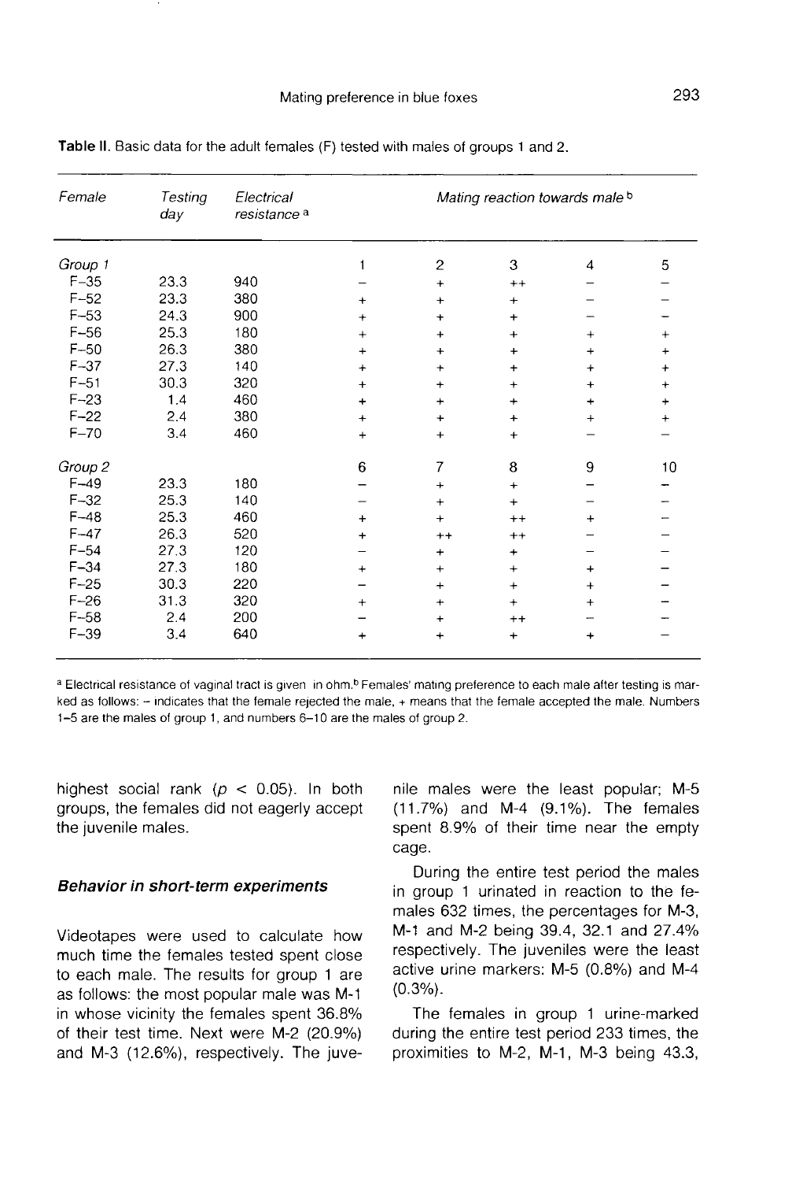**Table II.** Basic data for the adult females (F) tested with males of groups 1 and 2.

| Female | Testing day | Electrical resistance [a] | Mating reaction towards male [b] | | | | |
|---|---|---|---|---|---|---|---|
| *Group 1* | | | 1 | 2 | 3 | 4 | 5 |
| F-35 | 23.3 | 940 | – | + | ++ | – | – |
| F-52 | 23.3 | 380 | + | + | + | – | – |
| F-53 | 24.3 | 900 | + | + | + | – | – |
| F-56 | 25.3 | 180 | + | + | + | + | + |
| F-50 | 26.3 | 380 | + | + | + | + | + |
| F-37 | 27.3 | 140 | + | + | + | + | + |
| F-51 | 30.3 | 320 | + | + | + | + | + |
| F-23 | 1.4 | 460 | + | + | + | + | + |
| F-22 | 2.4 | 380 | + | + | + | + | + |
| F-70 | 3.4 | 460 | + | + | + | – | – |
| *Group 2* | | | 6 | 7 | 8 | 9 | 10 |
| F-49 | 23.3 | 180 | – | + | + | – | – |
| F-32 | 25.3 | 140 | – | + | + | – | – |
| F-48 | 25.3 | 460 | + | + | ++ | + | – |
| F-47 | 26.3 | 520 | + | ++ | ++ | – | – |
| F-54 | 27.3 | 120 | – | + | + | – | – |
| F-34 | 27.3 | 180 | + | + | + | + | – |
| F-25 | 30.3 | 220 | – | + | + | + | – |
| F-26 | 31.3 | 320 | + | + | + | + | – |
| F-58 | 2.4 | 200 | – | + | ++ | – | – |
| F-39 | 3.4 | 640 | + | + | + | + | – |

[a] Electrical resistance of vaginal tract is given in ohm. [b] Females' mating preference to each male after testing is marked as follows: – indicates that the female rejected the male, + means that the female accepted the male. Numbers 1–5 are the males of group 1, and numbers 6–10 are the males of group 2.

highest social rank ($p < 0.05$). In both groups, the females did not eagerly accept the juvenile males.

### Behavior in short-term experiments

Videotapes were used to calculate how much time the females tested spent close to each male. The results for group 1 are as follows: the most popular male was M-1 in whose vicinity the females spent 36.8% of their test time. Next were M-2 (20.9%) and M-3 (12.6%), respectively. The juvenile males were the least popular; M-5 (11.7%) and M-4 (9.1%). The females spent 8.9% of their time near the empty cage.

During the entire test period the males in group 1 urinated in reaction to the females 632 times, the percentages for M-3, M-1 and M-2 being 39.4, 32.1 and 27.4% respectively. The juveniles were the least active urine markers: M-5 (0.8%) and M-4 (0.3%).

The females in group 1 urine-marked during the entire test period 233 times, the proximities to M-2, M-1, M-3 being 43.3,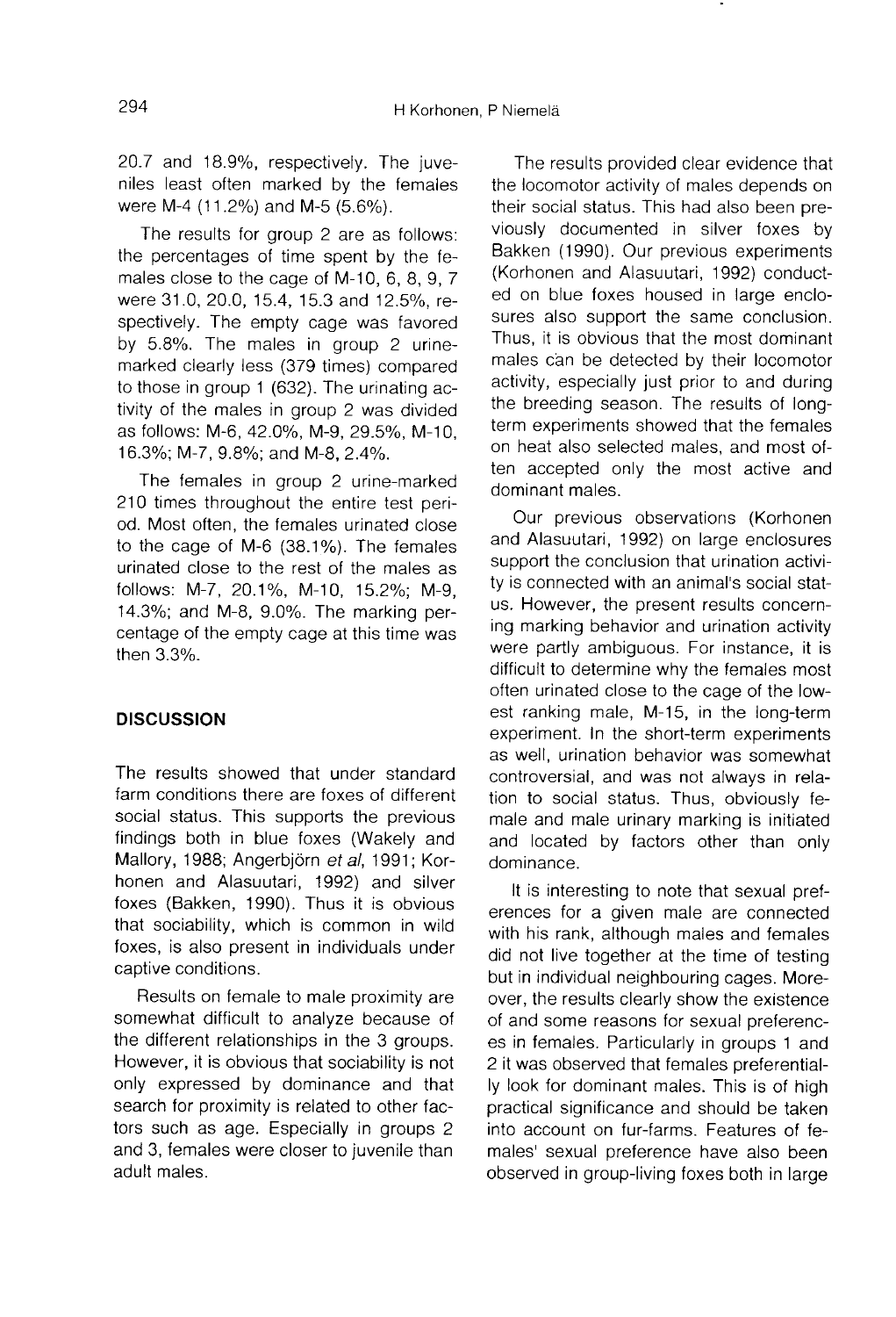20.7 and 18.9%, respectively. The juveniles least often marked by the females were M-4 (11.2%) and M-5 (5.6%).

The results for group 2 are as follows: the percentages of time spent by the females close to the cage of M-10, 6, 8, 9, 7 were 31.0, 20.0, 15.4, 15.3 and 12.5%, respectively. The empty cage was favored by 5.8%. The males in group 2 urine-marked clearly less (379 times) compared to those in group 1 (632). The urinating activity of the males in group 2 was divided as follows: M-6, 42.0%, M-9, 29.5%, M-10, 16.3%; M-7, 9.8%; and M-8, 2.4%.

The females in group 2 urine-marked 210 times throughout the entire test period. Most often, the females urinated close to the cage of M-6 (38.1%). The females urinated close to the rest of the males as follows: M-7, 20.1%, M-10, 15.2%; M-9, 14.3%; and M-8, 9.0%. The marking percentage of the empty cage at this time was then 3.3%.

## DISCUSSION

The results showed that under standard farm conditions there are foxes of different social status. This supports the previous findings both in blue foxes (Wakely and Mallory, 1988; Angerbjörn *et al*, 1991; Korhonen and Alasuutari, 1992) and silver foxes (Bakken, 1990). Thus it is obvious that sociability, which is common in wild foxes, is also present in individuals under captive conditions.

Results on female to male proximity are somewhat difficult to analyze because of the different relationships in the 3 groups. However, it is obvious that sociability is not only expressed by dominance and that search for proximity is related to other factors such as age. Especially in groups 2 and 3, females were closer to juvenile than adult males.

The results provided clear evidence that the locomotor activity of males depends on their social status. This had also been previously documented in silver foxes by Bakken (1990). Our previous experiments (Korhonen and Alasuutari, 1992) conducted on blue foxes housed in large enclosures also support the same conclusion. Thus, it is obvious that the most dominant males can be detected by their locomotor activity, especially just prior to and during the breeding season. The results of long-term experiments showed that the females on heat also selected males, and most often accepted only the most active and dominant males.

Our previous observations (Korhonen and Alasuutari, 1992) on large enclosures support the conclusion that urination activity is connected with an animal's social status. However, the present results concerning marking behavior and urination activity were partly ambiguous. For instance, it is difficult to determine why the females most often urinated close to the cage of the lowest ranking male, M-15, in the long-term experiment. In the short-term experiments as well, urination behavior was somewhat controversial, and was not always in relation to social status. Thus, obviously female and male urinary marking is initiated and located by factors other than only dominance.

It is interesting to note that sexual preferences for a given male are connected with his rank, although males and females did not live together at the time of testing but in individual neighbouring cages. Moreover, the results clearly show the existence of and some reasons for sexual preferences in females. Particularly in groups 1 and 2 it was observed that females preferentially look for dominant males. This is of high practical significance and should be taken into account on fur-farms. Features of females' sexual preference have also been observed in group-living foxes both in large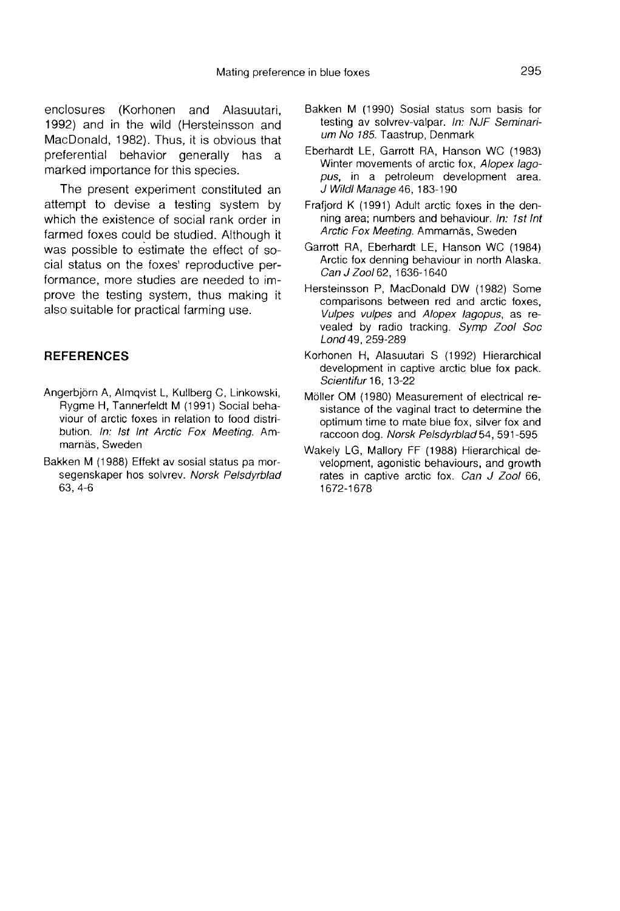enclosures (Korhonen and Alasuutari, 1992) and in the wild (Hersteinsson and MacDonald, 1982). Thus, it is obvious that preferential behavior generally has a marked importance for this species.

The present experiment constituted an attempt to devise a testing system by which the existence of social rank order in farmed foxes could be studied. Although it was possible to estimate the effect of social status on the foxes' reproductive performance, more studies are needed to improve the testing system, thus making it also suitable for practical farming use.

## REFERENCES

Angerbjörn A, Almqvist L, Kullberg C, Linkowski, Rygme H, Tannerfeldt M (1991) Social behaviour of arctic foxes in relation to food distribution. *In: Ist Int Arctic Fox Meeting.* Ammarnäs, Sweden

Bakken M (1988) Effekt av sosial status pa morsegenskaper hos solvrev. *Norsk Pelsdyrblad* 63, 4-6

Bakken M (1990) Sosial status som basis for testing av solvrev-valpar. *In: NJF Seminarium No 185.* Taastrup, Denmark

Eberhardt LE, Garrott RA, Hanson WC (1983) Winter movements of arctic fox, *Alopex lagopus*, in a petroleum development area. *J Wildl Manage* 46, 183-190

Frafjord K (1991) Adult arctic foxes in the denning area; numbers and behaviour. *In: 1st Int Arctic Fox Meeting.* Ammarnäs, Sweden

Garrott RA, Eberhardt LE, Hanson WC (1984) Arctic fox denning behaviour in north Alaska. *Can J Zool* 62, 1636-1640

Hersteinsson P, MacDonald DW (1982) Some comparisons between red and arctic foxes, *Vulpes vulpes* and *Alopex lagopus*, as revealed by radio tracking. *Symp Zool Soc Lond* 49, 259-289

Korhonen H, Alasuutari S (1992) Hierarchical development in captive arctic blue fox pack. *Scientifur* 16, 13-22

Möller OM (1980) Measurement of electrical resistance of the vaginal tract to determine the optimum time to mate blue fox, silver fox and raccoon dog. *Norsk Pelsdyrblad* 54, 591-595

Wakely LG, Mallory FF (1988) Hierarchical development, agonistic behaviours, and growth rates in captive arctic fox. *Can J Zool* 66, 1672-1678